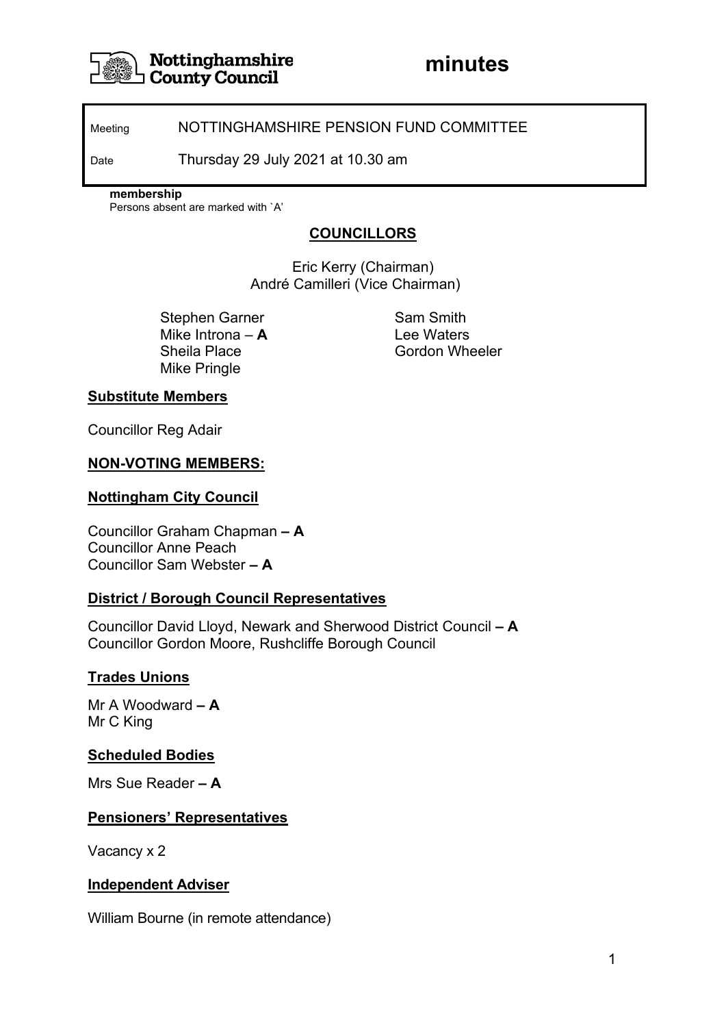**Nottinghamshire County Council**

# minutes

Meeting NOTTINGHAMSHIRE PENSION FUND COMMITTEE

Date Thursday 29 July 2021 at 10.30 am

**membership**
Persons absent are marked with `A'

## COUNCILLORS

Eric Kerry (Chairman)
André Camilleri (Vice Chairman)

Stephen Garner
Mike Introna – **A**
Sheila Place
Mike Pringle
Sam Smith
Lee Waters
Gordon Wheeler

**Substitute Members**

Councillor Reg Adair

**NON-VOTING MEMBERS:**

**Nottingham City Council**

Councillor Graham Chapman **– A**
Councillor Anne Peach
Councillor Sam Webster **– A**

**District / Borough Council Representatives**

Councillor David Lloyd, Newark and Sherwood District Council **– A**
Councillor Gordon Moore, Rushcliffe Borough Council

**Trades Unions**

Mr A Woodward **– A**
Mr C King

**Scheduled Bodies**

Mrs Sue Reader **– A**

**Pensioners' Representatives**

Vacancy x 2

**Independent Adviser**

William Bourne (in remote attendance)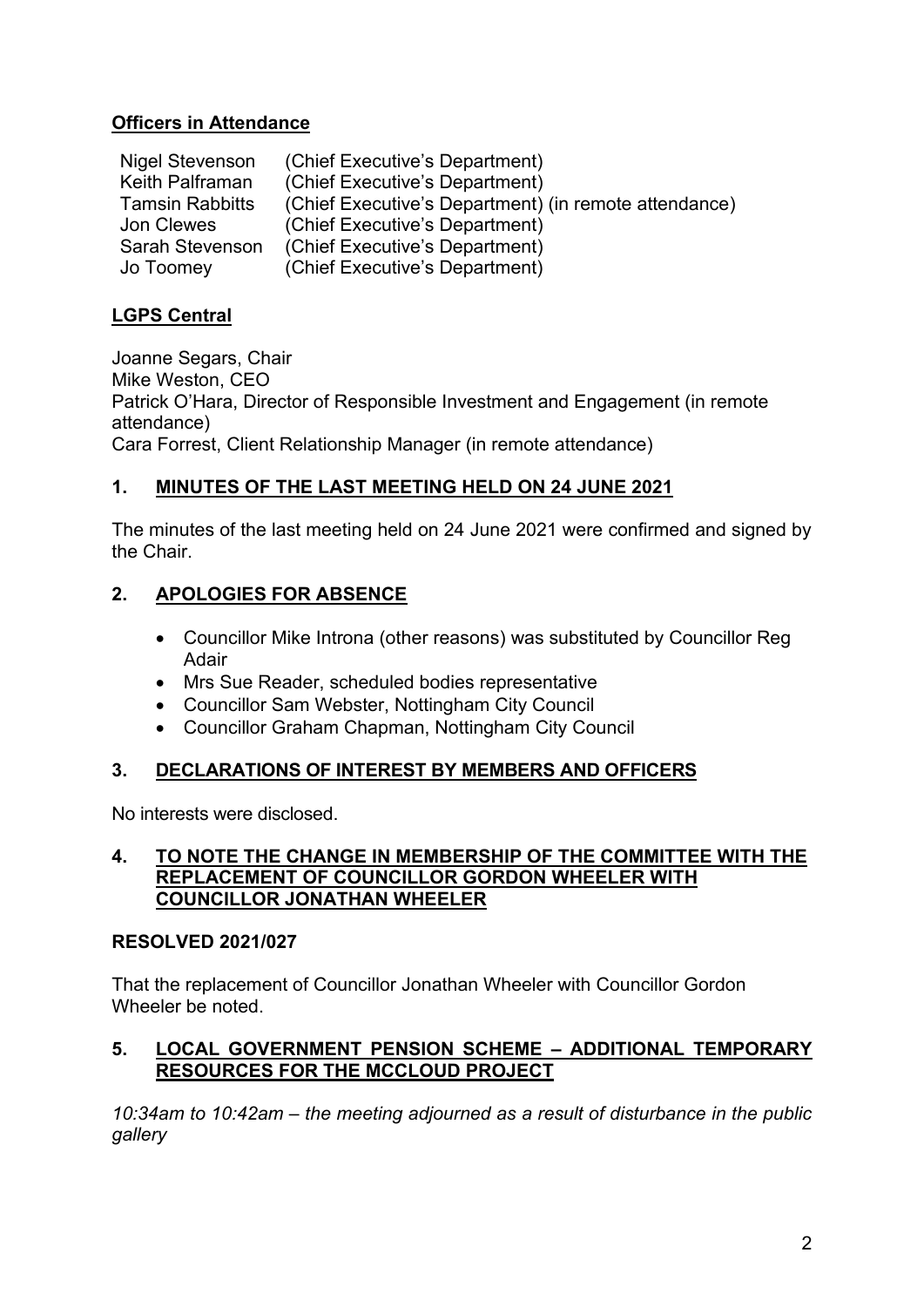**Officers in Attendance**

| | |
|---|---|
| Nigel Stevenson | (Chief Executive's Department) |
| Keith Palframan | (Chief Executive's Department) |
| Tamsin Rabbitts | (Chief Executive's Department) (in remote attendance) |
| Jon Clewes | (Chief Executive's Department) |
| Sarah Stevenson | (Chief Executive's Department) |
| Jo Toomey | (Chief Executive's Department) |

**LGPS Central**

Joanne Segars, Chair
Mike Weston, CEO
Patrick O'Hara, Director of Responsible Investment and Engagement (in remote attendance)
Cara Forrest, Client Relationship Manager (in remote attendance)

## 1. MINUTES OF THE LAST MEETING HELD ON 24 JUNE 2021

The minutes of the last meeting held on 24 June 2021 were confirmed and signed by the Chair.

## 2. APOLOGIES FOR ABSENCE

- Councillor Mike Introna (other reasons) was substituted by Councillor Reg Adair
- Mrs Sue Reader, scheduled bodies representative
- Councillor Sam Webster, Nottingham City Council
- Councillor Graham Chapman, Nottingham City Council

## 3. DECLARATIONS OF INTEREST BY MEMBERS AND OFFICERS

No interests were disclosed.

## 4. TO NOTE THE CHANGE IN MEMBERSHIP OF THE COMMITTEE WITH THE REPLACEMENT OF COUNCILLOR GORDON WHEELER WITH COUNCILLOR JONATHAN WHEELER

**RESOLVED 2021/027**

That the replacement of Councillor Jonathan Wheeler with Councillor Gordon Wheeler be noted.

## 5. LOCAL GOVERNMENT PENSION SCHEME – ADDITIONAL TEMPORARY RESOURCES FOR THE MCCLOUD PROJECT

*10:34am to 10:42am – the meeting adjourned as a result of disturbance in the public gallery*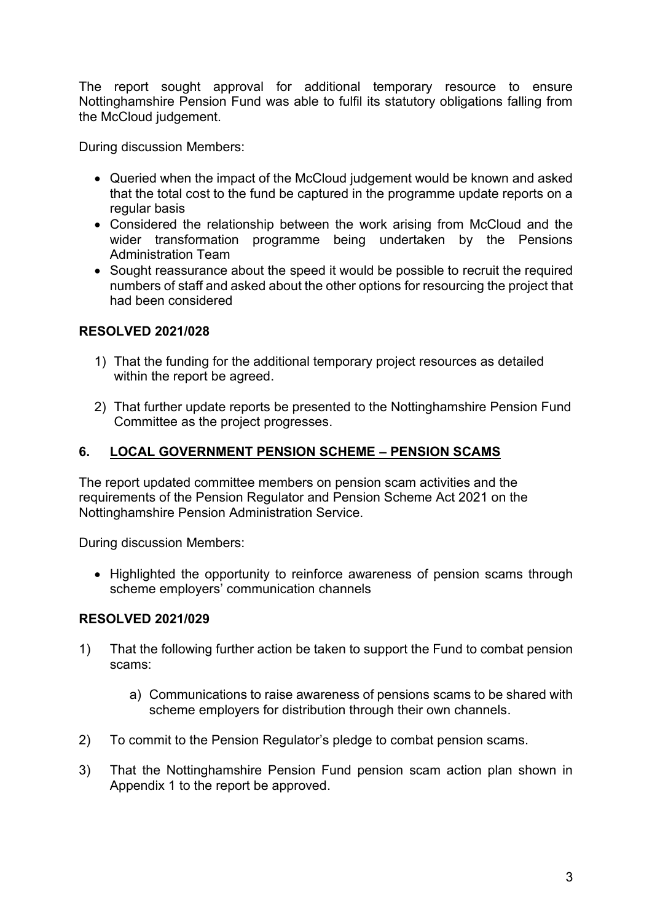The report sought approval for additional temporary resource to ensure Nottinghamshire Pension Fund was able to fulfil its statutory obligations falling from the McCloud judgement.

During discussion Members:

- Queried when the impact of the McCloud judgement would be known and asked that the total cost to the fund be captured in the programme update reports on a regular basis
- Considered the relationship between the work arising from McCloud and the wider transformation programme being undertaken by the Pensions Administration Team
- Sought reassurance about the speed it would be possible to recruit the required numbers of staff and asked about the other options for resourcing the project that had been considered

**RESOLVED 2021/028**

1) That the funding for the additional temporary project resources as detailed within the report be agreed.

2) That further update reports be presented to the Nottinghamshire Pension Fund Committee as the project progresses.

## 6. LOCAL GOVERNMENT PENSION SCHEME – PENSION SCAMS

The report updated committee members on pension scam activities and the requirements of the Pension Regulator and Pension Scheme Act 2021 on the Nottinghamshire Pension Administration Service.

During discussion Members:

- Highlighted the opportunity to reinforce awareness of pension scams through scheme employers' communication channels

**RESOLVED 2021/029**

1) That the following further action be taken to support the Fund to combat pension scams:

    a) Communications to raise awareness of pensions scams to be shared with scheme employers for distribution through their own channels.

2) To commit to the Pension Regulator's pledge to combat pension scams.

3) That the Nottinghamshire Pension Fund pension scam action plan shown in Appendix 1 to the report be approved.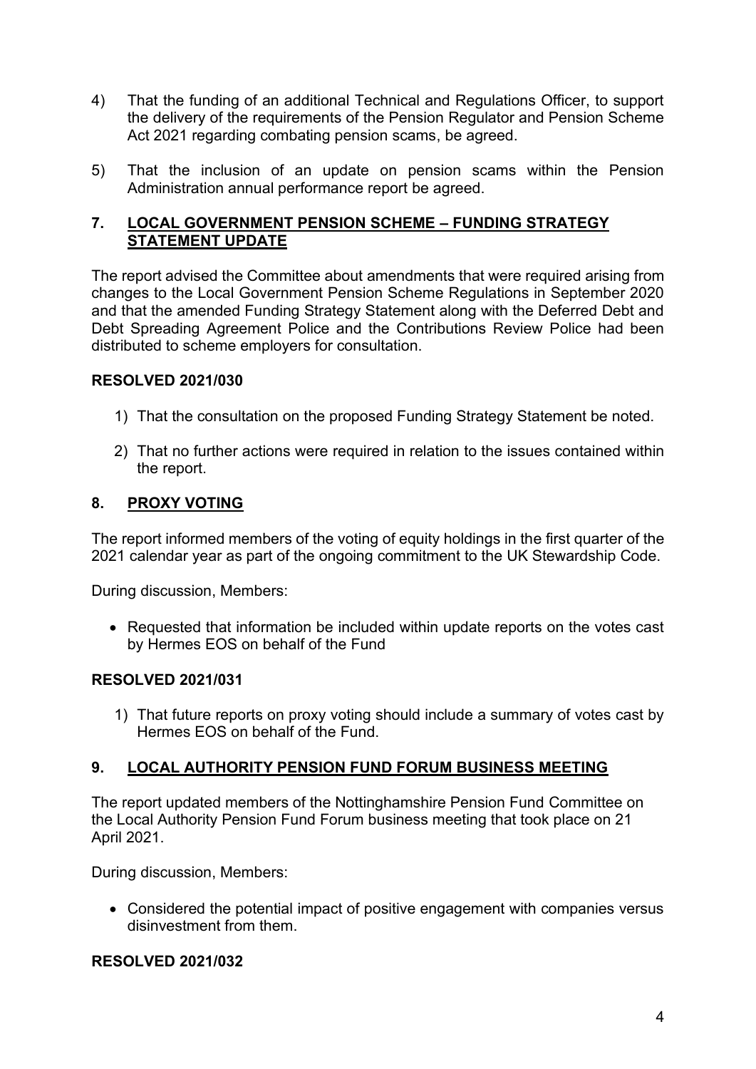4) That the funding of an additional Technical and Regulations Officer, to support the delivery of the requirements of the Pension Regulator and Pension Scheme Act 2021 regarding combating pension scams, be agreed.

5) That the inclusion of an update on pension scams within the Pension Administration annual performance report be agreed.

## 7. LOCAL GOVERNMENT PENSION SCHEME – FUNDING STRATEGY STATEMENT UPDATE

The report advised the Committee about amendments that were required arising from changes to the Local Government Pension Scheme Regulations in September 2020 and that the amended Funding Strategy Statement along with the Deferred Debt and Debt Spreading Agreement Police and the Contributions Review Police had been distributed to scheme employers for consultation.

**RESOLVED 2021/030**

1) That the consultation on the proposed Funding Strategy Statement be noted.

2) That no further actions were required in relation to the issues contained within the report.

## 8. PROXY VOTING

The report informed members of the voting of equity holdings in the first quarter of the 2021 calendar year as part of the ongoing commitment to the UK Stewardship Code.

During discussion, Members:

- Requested that information be included within update reports on the votes cast by Hermes EOS on behalf of the Fund

**RESOLVED 2021/031**

1) That future reports on proxy voting should include a summary of votes cast by Hermes EOS on behalf of the Fund.

## 9. LOCAL AUTHORITY PENSION FUND FORUM BUSINESS MEETING

The report updated members of the Nottinghamshire Pension Fund Committee on the Local Authority Pension Fund Forum business meeting that took place on 21 April 2021.

During discussion, Members:

- Considered the potential impact of positive engagement with companies versus disinvestment from them.

**RESOLVED 2021/032**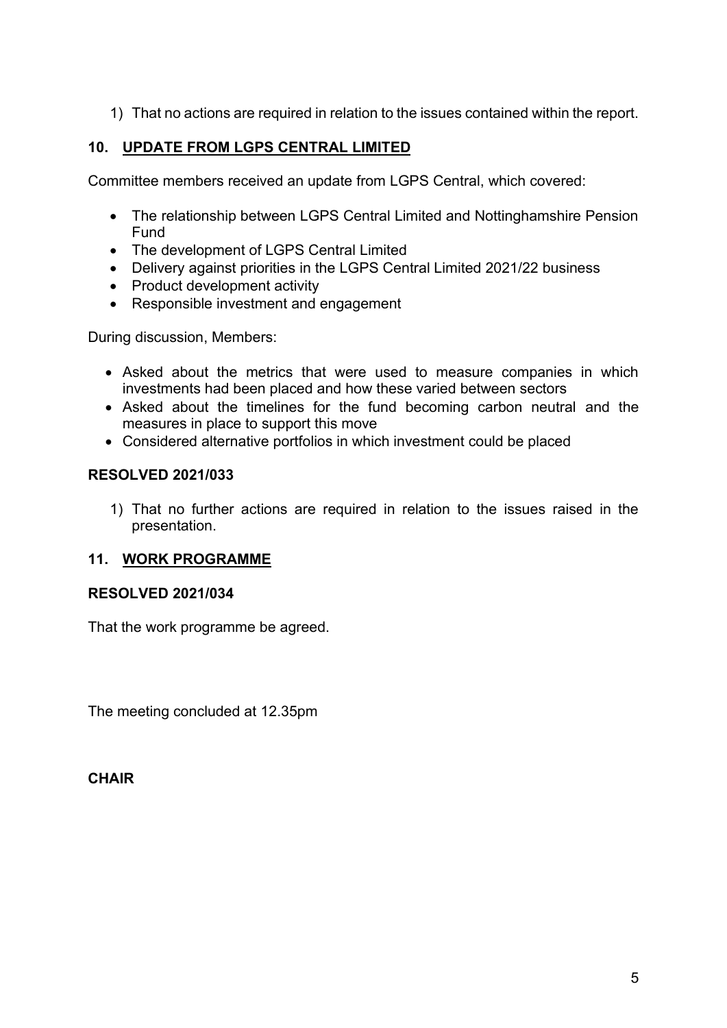1) That no actions are required in relation to the issues contained within the report.

## 10. UPDATE FROM LGPS CENTRAL LIMITED

Committee members received an update from LGPS Central, which covered:

- The relationship between LGPS Central Limited and Nottinghamshire Pension Fund
- The development of LGPS Central Limited
- Delivery against priorities in the LGPS Central Limited 2021/22 business
- Product development activity
- Responsible investment and engagement

During discussion, Members:

- Asked about the metrics that were used to measure companies in which investments had been placed and how these varied between sectors
- Asked about the timelines for the fund becoming carbon neutral and the measures in place to support this move
- Considered alternative portfolios in which investment could be placed

**RESOLVED 2021/033**

1) That no further actions are required in relation to the issues raised in the presentation.

## 11. WORK PROGRAMME

**RESOLVED 2021/034**

That the work programme be agreed.

The meeting concluded at 12.35pm

**CHAIR**